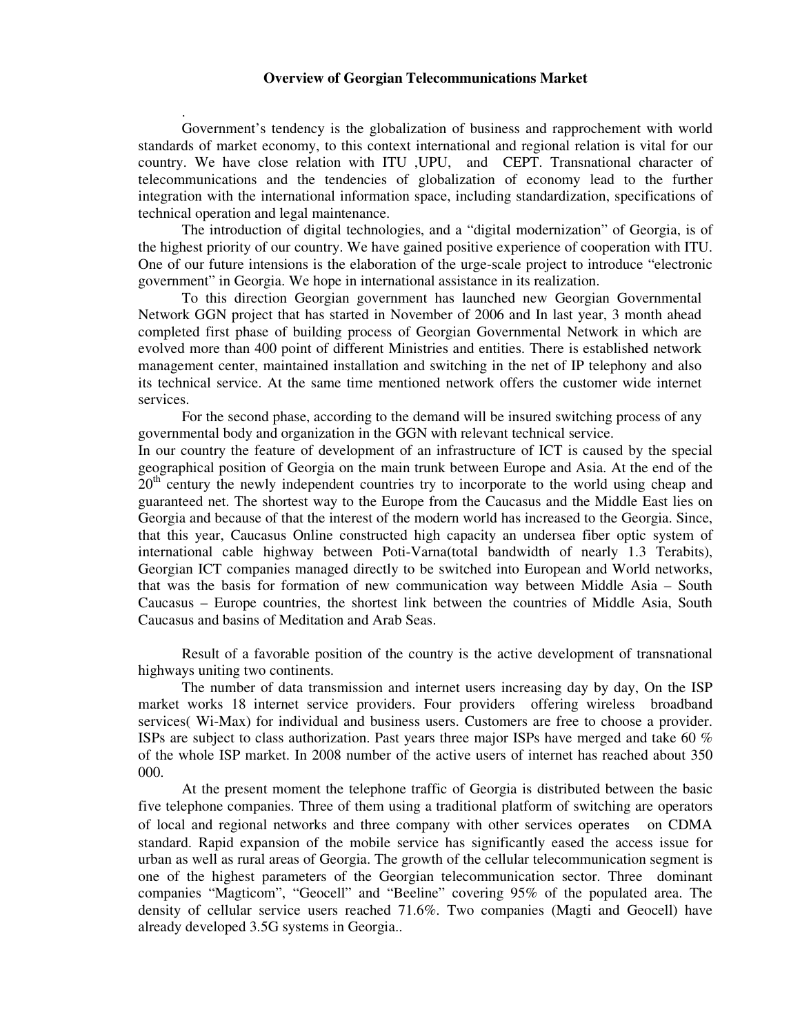# Overview of Georgian Telecommunications Market

.

Government's tendency is the globalization of business and rapprochement with world standards of market economy, to this context international and regional relation is vital for our country. We have close relation with ITU ,UPU, and CEPT. Transnational character of telecommunications and the tendencies of globalization of economy lead to the further integration with the international information space, including standardization, specifications of technical operation and legal maintenance.

The introduction of digital technologies, and a "digital modernization" of Georgia, is of the highest priority of our country. We have gained positive experience of cooperation with ITU. One of our future intensions is the elaboration of the urge-scale project to introduce "electronic government" in Georgia. We hope in international assistance in its realization.

To this direction Georgian government has launched new Georgian Governmental Network GGN project that has started in November of 2006 and In last year, 3 month ahead completed first phase of building process of Georgian Governmental Network in which are evolved more than 400 point of different Ministries and entities. There is established network management center, maintained installation and switching in the net of IP telephony and also its technical service. At the same time mentioned network offers the customer wide internet services.

For the second phase, according to the demand will be insured switching process of any governmental body and organization in the GGN with relevant technical service.

In our country the feature of development of an infrastructure of ICT is caused by the special geographical position of Georgia on the main trunk between Europe and Asia. At the end of the 20th century the newly independent countries try to incorporate to the world using cheap and guaranteed net. The shortest way to the Europe from the Caucasus and the Middle East lies on Georgia and because of that the interest of the modern world has increased to the Georgia. Since, that this year, Caucasus Online constructed high capacity an undersea fiber optic system of international cable highway between Poti-Varna(total bandwidth of nearly 1.3 Terabits), Georgian ICT companies managed directly to be switched into European and World networks, that was the basis for formation of new communication way between Middle Asia – South Caucasus – Europe countries, the shortest link between the countries of Middle Asia, South Caucasus and basins of Meditation and Arab Seas.

Result of a favorable position of the country is the active development of transnational highways uniting two continents.

The number of data transmission and internet users increasing day by day, On the ISP market works 18 internet service providers. Four providers offering wireless broadband services( Wi-Max) for individual and business users. Customers are free to choose a provider. ISPs are subject to class authorization. Past years three major ISPs have merged and take 60 % of the whole ISP market. In 2008 number of the active users of internet has reached about 350 000.

At the present moment the telephone traffic of Georgia is distributed between the basic five telephone companies. Three of them using a traditional platform of switching are operators of local and regional networks and three company with other services operates on CDMA standard. Rapid expansion of the mobile service has significantly eased the access issue for urban as well as rural areas of Georgia. The growth of the cellular telecommunication segment is one of the highest parameters of the Georgian telecommunication sector. Three dominant companies "Magticom", "Geocell" and "Beeline" covering 95% of the populated area. The density of cellular service users reached 71.6%. Two companies (Magti and Geocell) have already developed 3.5G systems in Georgia..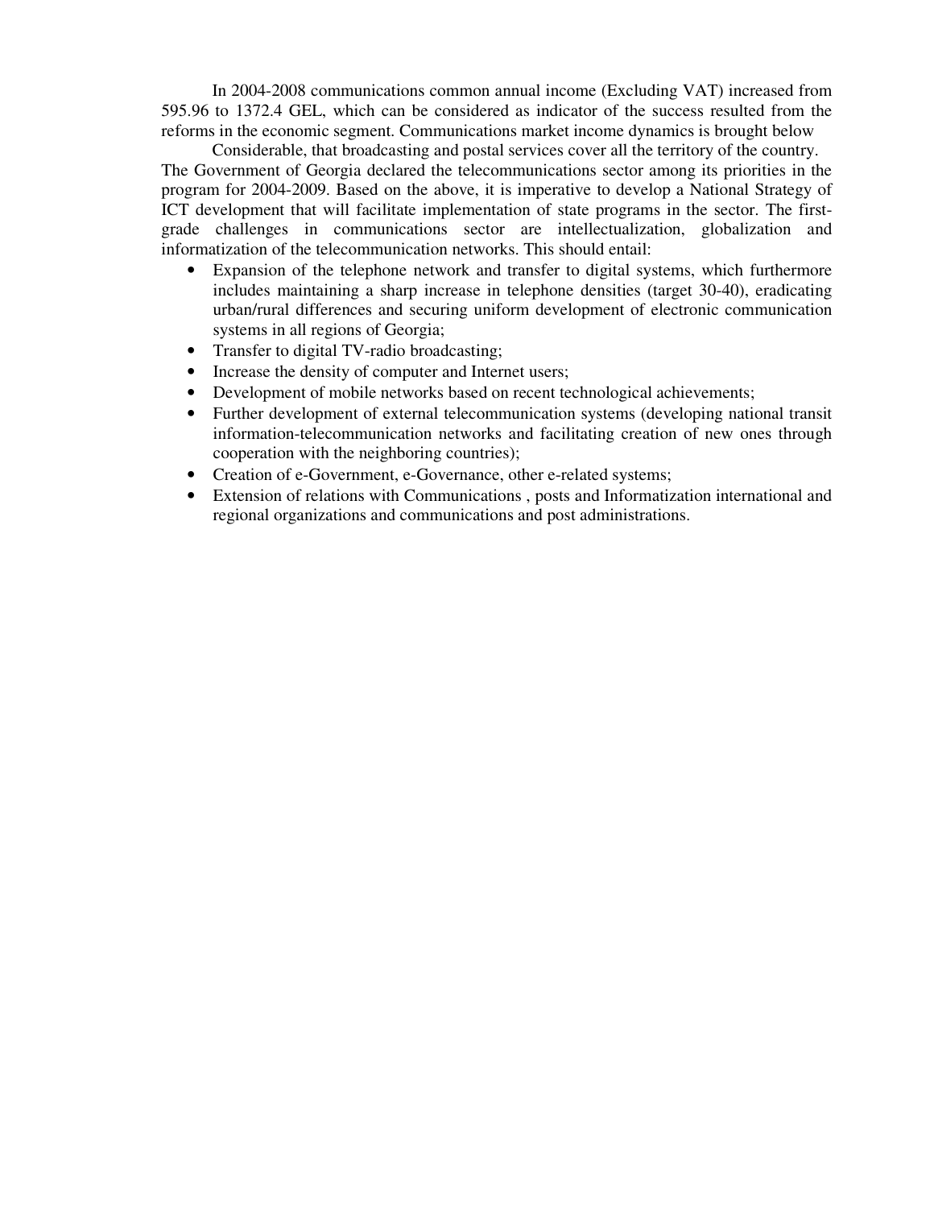In 2004-2008 communications common annual income (Excluding VAT) increased from 595.96 to 1372.4 GEL, which can be considered as indicator of the success resulted from the reforms in the economic segment. Communications market income dynamics is brought below

Considerable, that broadcasting and postal services cover all the territory of the country. The Government of Georgia declared the telecommunications sector among its priorities in the program for 2004-2009. Based on the above, it is imperative to develop a National Strategy of ICT development that will facilitate implementation of state programs in the sector. The first-grade challenges in communications sector are intellectualization, globalization and informatization of the telecommunication networks. This should entail:

- Expansion of the telephone network and transfer to digital systems, which furthermore includes maintaining a sharp increase in telephone densities (target 30-40), eradicating urban/rural differences and securing uniform development of electronic communication systems in all regions of Georgia;
- Transfer to digital TV-radio broadcasting;
- Increase the density of computer and Internet users;
- Development of mobile networks based on recent technological achievements;
- Further development of external telecommunication systems (developing national transit information-telecommunication networks and facilitating creation of new ones through cooperation with the neighboring countries);
- Creation of e-Government, e-Governance, other e-related systems;
- Extension of relations with Communications , posts and Informatization international and regional organizations and communications and post administrations.